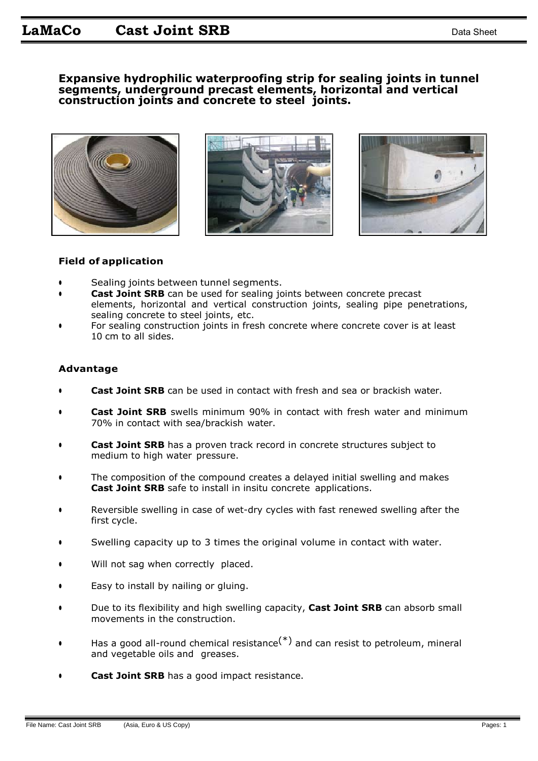# LaMaCo Cast Joint SRB

Data Sheet

**Expansive hydrophilic waterproofing strip for sealing joints in tunnel segments, underground precast elements, horizontal and vertical construction joints and concrete to steel joints.**

### Field of application

- Sealing joints between tunnel segments.
- **Cast Joint SRB** can be used for sealing joints between concrete precast elements, horizontal and vertical construction joints, sealing pipe penetrations, sealing concrete to steel joints, etc.
- For sealing construction joints in fresh concrete where concrete cover is at least 10 cm to all sides.

### Advantage

- **Cast Joint SRB** can be used in contact with fresh and sea or brackish water.
- **Cast Joint SRB** swells minimum 90% in contact with fresh water and minimum 70% in contact with sea/brackish water.
- **Cast Joint SRB** has a proven track record in concrete structures subject to medium to high water pressure.
- The composition of the compound creates a delayed initial swelling and makes **Cast Joint SRB** safe to install in insitu concrete applications.
- Reversible swelling in case of wet-dry cycles with fast renewed swelling after the first cycle.
- Swelling capacity up to 3 times the original volume in contact with water.
- Will not sag when correctly placed.
- Easy to install by nailing or gluing.
- Due to its flexibility and high swelling capacity, **Cast Joint SRB** can absorb small movements in the construction.
- Has a good all-round chemical resistance(*) and can resist to petroleum, mineral and vegetable oils and greases.
- **Cast Joint SRB** has a good impact resistance.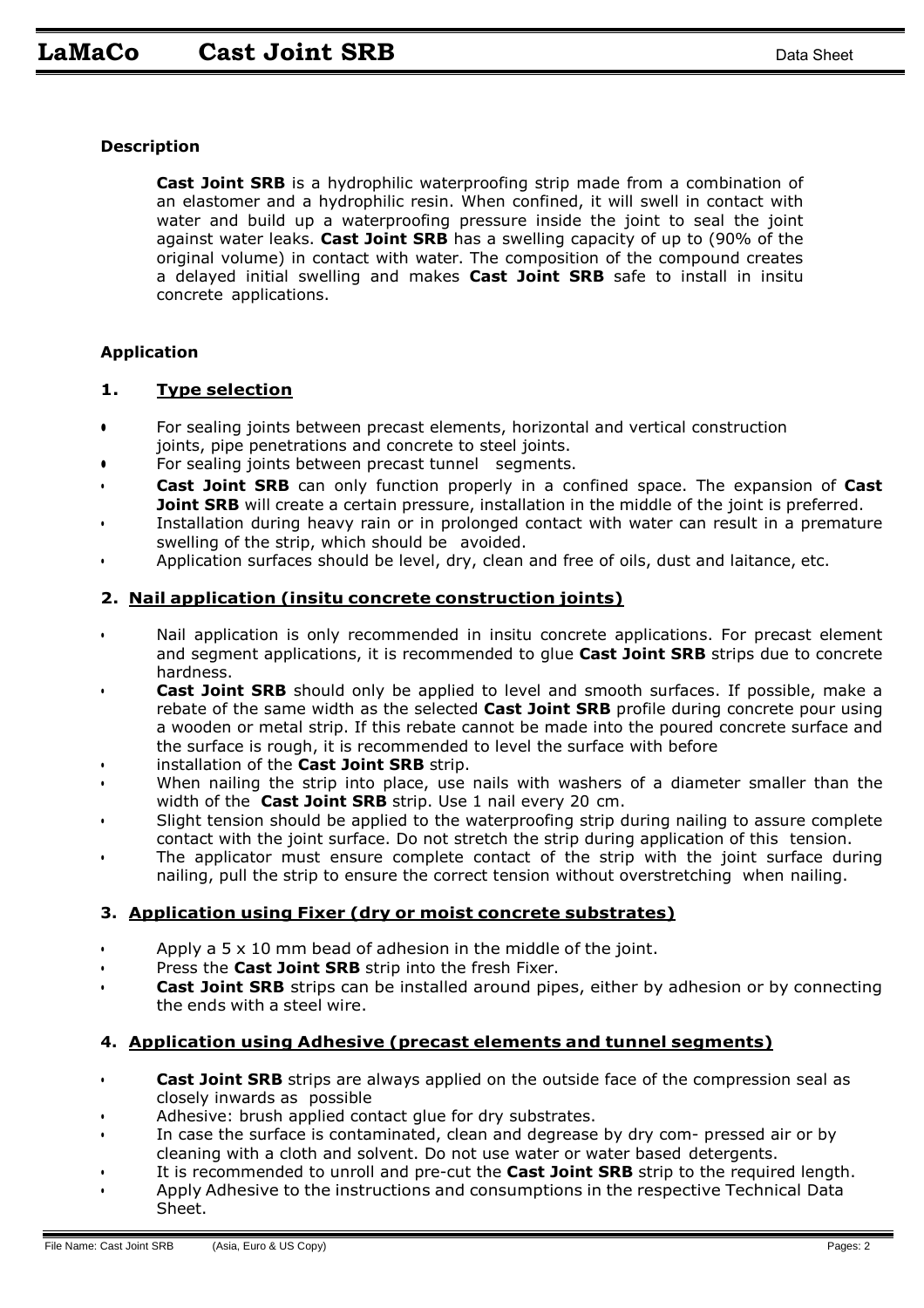## Description

**Cast Joint SRB** is a hydrophilic waterproofing strip made from a combination of an elastomer and a hydrophilic resin. When confined, it will swell in contact with water and build up a waterproofing pressure inside the joint to seal the joint against water leaks. **Cast Joint SRB** has a swelling capacity of up to (90% of the original volume) in contact with water. The composition of the compound creates a delayed initial swelling and makes **Cast Joint SRB** safe to install in insitu concrete applications.

## Application

### 1. Type selection

- For sealing joints between precast elements, horizontal and vertical construction joints, pipe penetrations and concrete to steel joints.
- For sealing joints between precast tunnel segments.
- **Cast Joint SRB** can only function properly in a confined space. The expansion of **Cast Joint SRB** will create a certain pressure, installation in the middle of the joint is preferred.
- Installation during heavy rain or in prolonged contact with water can result in a premature swelling of the strip, which should be avoided.
- Application surfaces should be level, dry, clean and free of oils, dust and laitance, etc.

### 2. Nail application (insitu concrete construction joints)

- Nail application is only recommended in insitu concrete applications. For precast element and segment applications, it is recommended to glue **Cast Joint SRB** strips due to concrete hardness.
- **Cast Joint SRB** should only be applied to level and smooth surfaces. If possible, make a rebate of the same width as the selected **Cast Joint SRB** profile during concrete pour using a wooden or metal strip. If this rebate cannot be made into the poured concrete surface and the surface is rough, it is recommended to level the surface with before
- installation of the **Cast Joint SRB** strip.
- When nailing the strip into place, use nails with washers of a diameter smaller than the width of the **Cast Joint SRB** strip. Use 1 nail every 20 cm.
- Slight tension should be applied to the waterproofing strip during nailing to assure complete contact with the joint surface. Do not stretch the strip during application of this tension.
- The applicator must ensure complete contact of the strip with the joint surface during nailing, pull the strip to ensure the correct tension without overstretching when nailing.

### 3. Application using Fixer (dry or moist concrete substrates)

- Apply a 5 x 10 mm bead of adhesion in the middle of the joint.
- Press the **Cast Joint SRB** strip into the fresh Fixer.
- **Cast Joint SRB** strips can be installed around pipes, either by adhesion or by connecting the ends with a steel wire.

### 4. Application using Adhesive (precast elements and tunnel segments)

- **Cast Joint SRB** strips are always applied on the outside face of the compression seal as closely inwards as possible
- Adhesive: brush applied contact glue for dry substrates.
- In case the surface is contaminated, clean and degrease by dry com- pressed air or by cleaning with a cloth and solvent. Do not use water or water based detergents.
- It is recommended to unroll and pre-cut the **Cast Joint SRB** strip to the required length.
- Apply Adhesive to the instructions and consumptions in the respective Technical Data Sheet.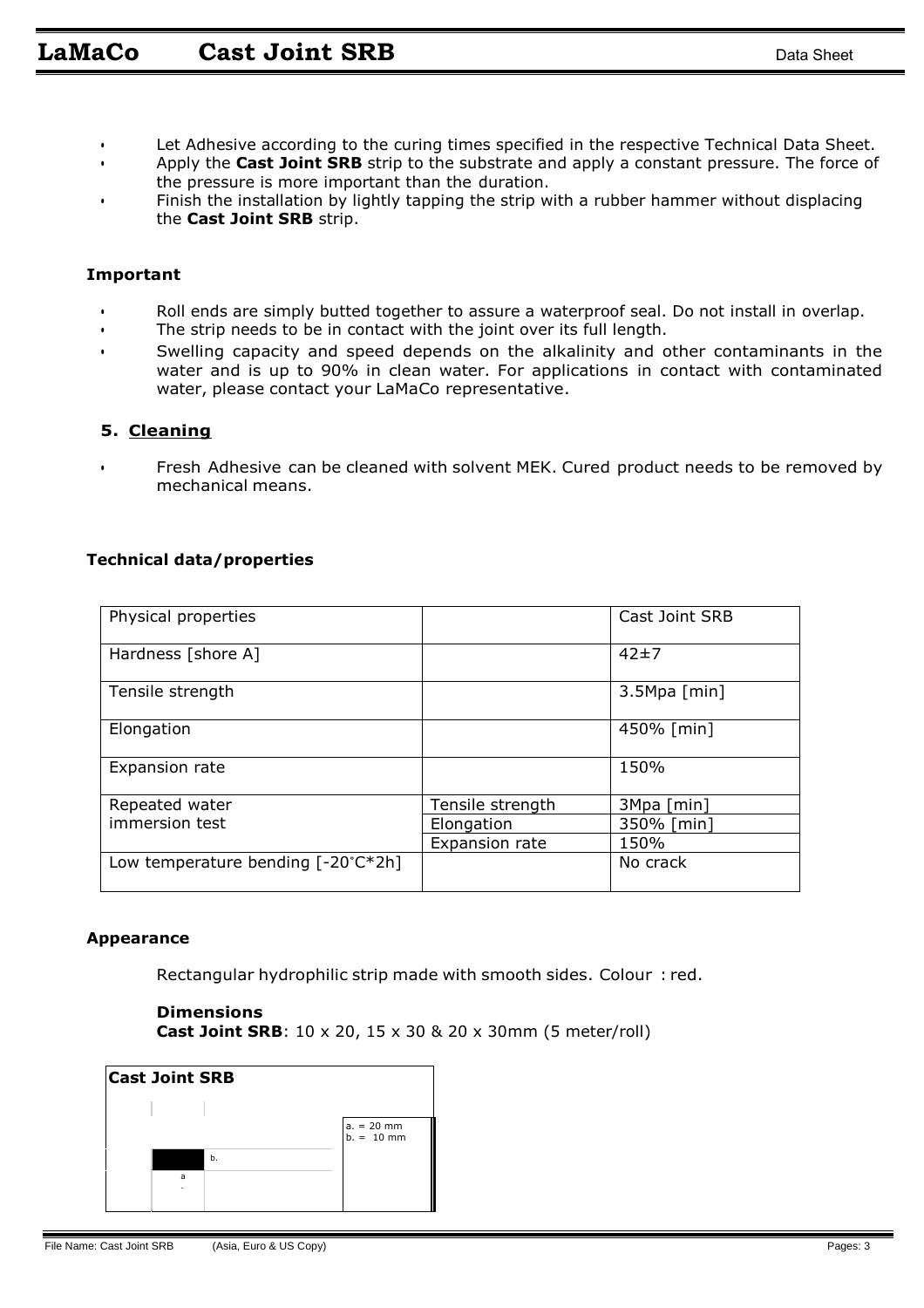- Let Adhesive according to the curing times specified in the respective Technical Data Sheet.
- Apply the **Cast Joint SRB** strip to the substrate and apply a constant pressure. The force of the pressure is more important than the duration.
- Finish the installation by lightly tapping the strip with a rubber hammer without displacing the **Cast Joint SRB** strip.

**Important**

- Roll ends are simply butted together to assure a waterproof seal. Do not install in overlap.
- The strip needs to be in contact with the joint over its full length.
- Swelling capacity and speed depends on the alkalinity and other contaminants in the water and is up to 90% in clean water. For applications in contact with contaminated water, please contact your LaMaCo representative.

## 5. Cleaning

- Fresh Adhesive can be cleaned with solvent MEK. Cured product needs to be removed by mechanical means.

**Technical data/properties**

| Physical properties | | Cast Joint SRB |
|---|---|---|
| Hardness [shore A] | | 42±7 |
| Tensile strength | | 3.5Mpa [min] |
| Elongation | | 450% [min] |
| Expansion rate | | 150% |
| Repeated water immersion test | Tensile strength | 3Mpa [min] |
| | Elongation | 350% [min] |
| | Expansion rate | 150% |
| Low temperature bending [-20°C*2h] | | No crack |

**Appearance**

Rectangular hydrophilic strip made with smooth sides. Colour : red.

**Dimensions**

**Cast Joint SRB**: 10 x 20, 15 x 30 & 20 x 30mm (5 meter/roll)

**Cast Joint SRB**

a. = 20 mm
b. = 10 mm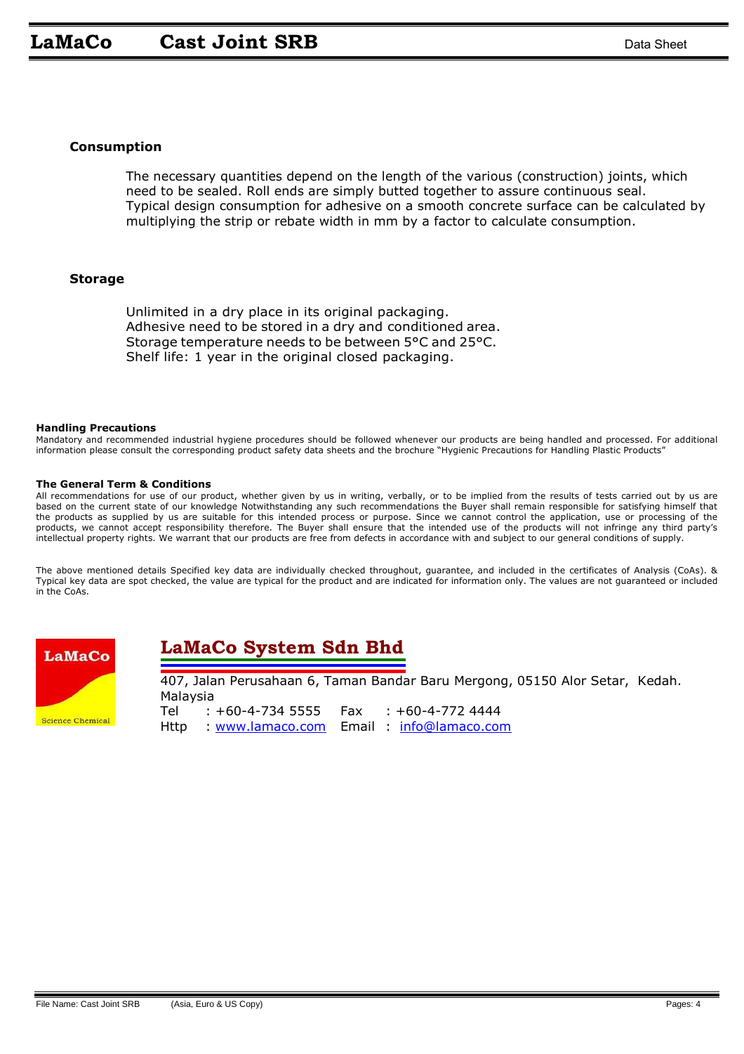## Consumption

The necessary quantities depend on the length of the various (construction) joints, which need to be sealed. Roll ends are simply butted together to assure continuous seal.
Typical design consumption for adhesive on a smooth concrete surface can be calculated by multiplying the strip or rebate width in mm by a factor to calculate consumption.

## Storage

Unlimited in a dry place in its original packaging.
Adhesive need to be stored in a dry and conditioned area.
Storage temperature needs to be between 5°C and 25°C.
Shelf life: 1 year in the original closed packaging.

#### Handling Precautions

Mandatory and recommended industrial hygiene procedures should be followed whenever our products are being handled and processed. For additional information please consult the corresponding product safety data sheets and the brochure "Hygienic Precautions for Handling Plastic Products"

#### The General Term & Conditions

All recommendations for use of our product, whether given by us in writing, verbally, or to be implied from the results of tests carried out by us are based on the current state of our knowledge Notwithstanding any such recommendations the Buyer shall remain responsible for satisfying himself that the products as supplied by us are suitable for this intended process or purpose. Since we cannot control the application, use or processing of the products, we cannot accept responsibility therefore. The Buyer shall ensure that the intended use of the products will not infringe any third party's intellectual property rights. We warrant that our products are free from defects in accordance with and subject to our general conditions of supply.

The above mentioned details Specified key data are individually checked throughout, guarantee, and included in the certificates of Analysis (CoAs). & Typical key data are spot checked, the value are typical for the product and are indicated for information only. The values are not guaranteed or included in the CoAs.

LaMaCo
Science Chemical

## LaMaCo System Sdn Bhd

407, Jalan Perusahaan 6, Taman Bandar Baru Mergong, 05150 Alor Setar, Kedah. Malaysia
Tel : +60-4-734 5555 Fax : +60-4-772 4444
Http : www.lamaco.com Email : info@lamaco.com